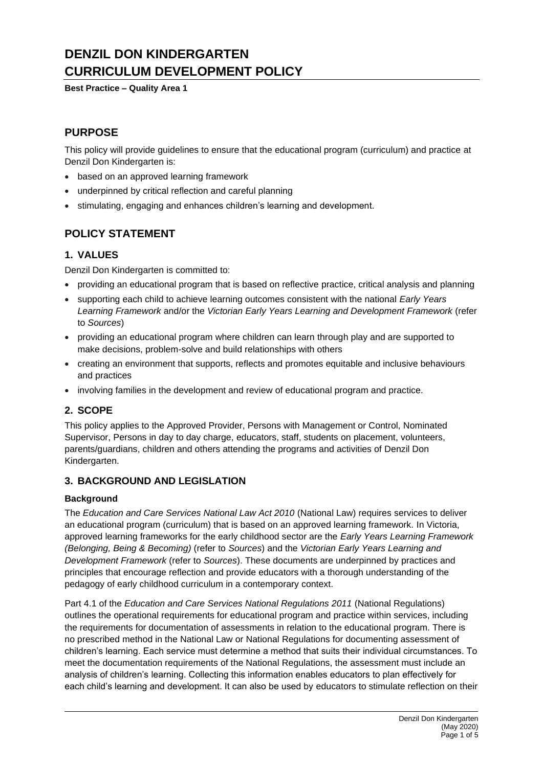# DENZIL DON KINDERGARTEN
# CURRICULUM DEVELOPMENT POLICY

**Best Practice – Quality Area 1**

## PURPOSE

This policy will provide guidelines to ensure that the educational program (curriculum) and practice at Denzil Don Kindergarten is:

- based on an approved learning framework
- underpinned by critical reflection and careful planning
- stimulating, engaging and enhances children's learning and development.

## POLICY STATEMENT

### 1. VALUES

Denzil Don Kindergarten is committed to:

- providing an educational program that is based on reflective practice, critical analysis and planning
- supporting each child to achieve learning outcomes consistent with the national *Early Years Learning Framework* and/or the *Victorian Early Years Learning and Development Framework* (refer to *Sources*)
- providing an educational program where children can learn through play and are supported to make decisions, problem-solve and build relationships with others
- creating an environment that supports, reflects and promotes equitable and inclusive behaviours and practices
- involving families in the development and review of educational program and practice.

### 2. SCOPE

This policy applies to the Approved Provider, Persons with Management or Control, Nominated Supervisor, Persons in day to day charge, educators, staff, students on placement, volunteers, parents/guardians, children and others attending the programs and activities of Denzil Don Kindergarten.

### 3. BACKGROUND AND LEGISLATION

#### Background

The *Education and Care Services National Law Act 2010* (National Law) requires services to deliver an educational program (curriculum) that is based on an approved learning framework. In Victoria, approved learning frameworks for the early childhood sector are the *Early Years Learning Framework (Belonging, Being & Becoming)* (refer to *Sources*) and the *Victorian Early Years Learning and Development Framework* (refer to *Sources*). These documents are underpinned by practices and principles that encourage reflection and provide educators with a thorough understanding of the pedagogy of early childhood curriculum in a contemporary context.

Part 4.1 of the *Education and Care Services National Regulations 2011* (National Regulations) outlines the operational requirements for educational program and practice within services, including the requirements for documentation of assessments in relation to the educational program. There is no prescribed method in the National Law or National Regulations for documenting assessment of children's learning. Each service must determine a method that suits their individual circumstances. To meet the documentation requirements of the National Regulations, the assessment must include an analysis of children's learning. Collecting this information enables educators to plan effectively for each child's learning and development. It can also be used by educators to stimulate reflection on their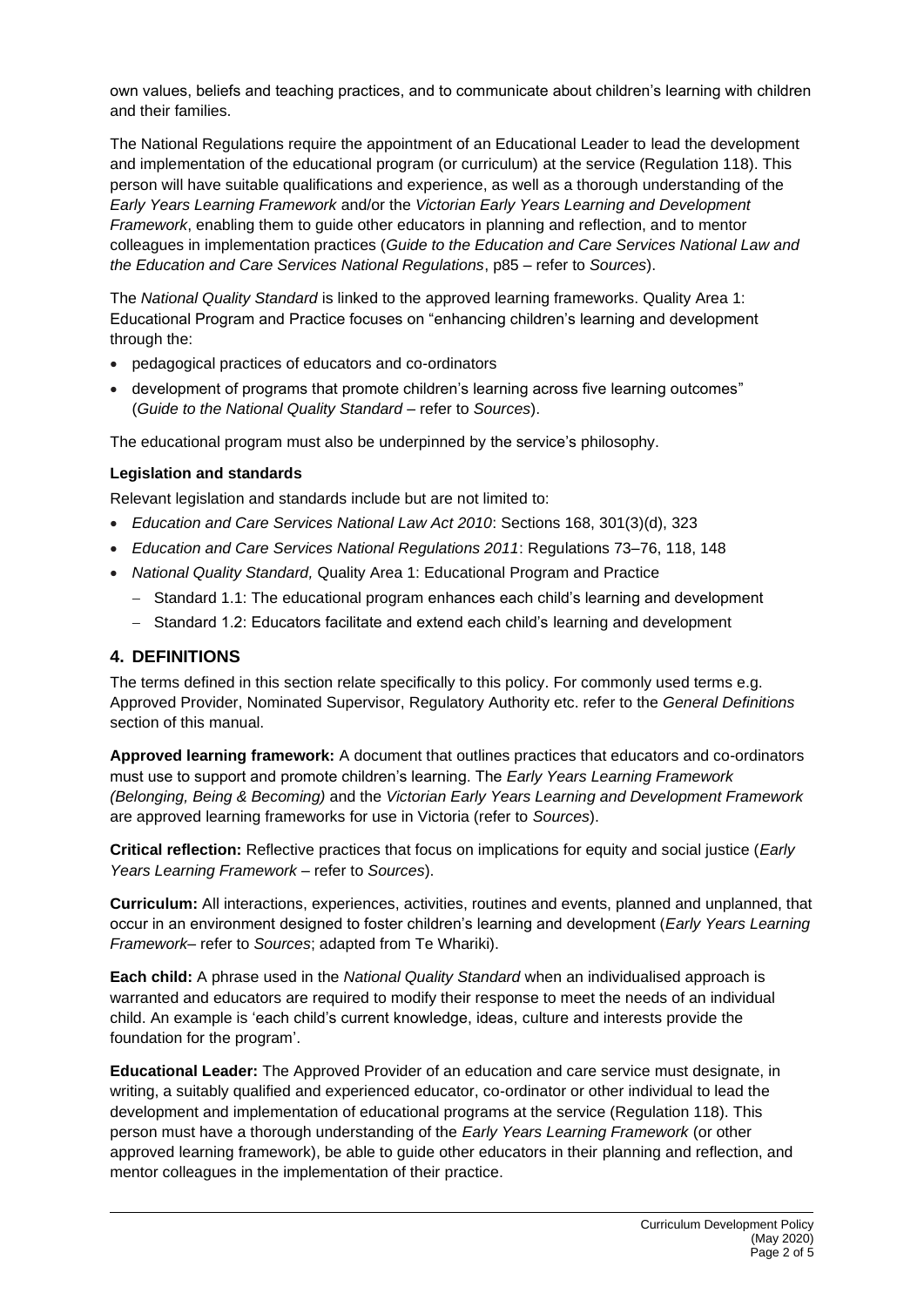own values, beliefs and teaching practices, and to communicate about children's learning with children and their families.

The National Regulations require the appointment of an Educational Leader to lead the development and implementation of the educational program (or curriculum) at the service (Regulation 118). This person will have suitable qualifications and experience, as well as a thorough understanding of the *Early Years Learning Framework* and/or the *Victorian Early Years Learning and Development Framework*, enabling them to guide other educators in planning and reflection, and to mentor colleagues in implementation practices (*Guide to the Education and Care Services National Law and the Education and Care Services National Regulations*, p85 – refer to *Sources*).

The *National Quality Standard* is linked to the approved learning frameworks. Quality Area 1: Educational Program and Practice focuses on "enhancing children's learning and development through the:

- pedagogical practices of educators and co-ordinators
- development of programs that promote children's learning across five learning outcomes" (*Guide to the National Quality Standard* – refer to *Sources*).

The educational program must also be underpinned by the service's philosophy.

**Legislation and standards**

Relevant legislation and standards include but are not limited to:

- *Education and Care Services National Law Act 2010*: Sections 168, 301(3)(d), 323
- *Education and Care Services National Regulations 2011*: Regulations 73–76, 118, 148
- *National Quality Standard,* Quality Area 1: Educational Program and Practice
  - Standard 1.1: The educational program enhances each child's learning and development
  - Standard 1.2: Educators facilitate and extend each child's learning and development

## 4. DEFINITIONS

The terms defined in this section relate specifically to this policy. For commonly used terms e.g. Approved Provider, Nominated Supervisor, Regulatory Authority etc. refer to the *General Definitions* section of this manual.

**Approved learning framework:** A document that outlines practices that educators and co-ordinators must use to support and promote children's learning. The *Early Years Learning Framework (Belonging, Being & Becoming)* and the *Victorian Early Years Learning and Development Framework* are approved learning frameworks for use in Victoria (refer to *Sources*).

**Critical reflection:** Reflective practices that focus on implications for equity and social justice (*Early Years Learning Framework* – refer to *Sources*).

**Curriculum:** All interactions, experiences, activities, routines and events, planned and unplanned, that occur in an environment designed to foster children's learning and development (*Early Years Learning Framework*– refer to *Sources*; adapted from Te Whariki).

**Each child:** A phrase used in the *National Quality Standard* when an individualised approach is warranted and educators are required to modify their response to meet the needs of an individual child. An example is 'each child's current knowledge, ideas, culture and interests provide the foundation for the program'.

**Educational Leader:** The Approved Provider of an education and care service must designate, in writing, a suitably qualified and experienced educator, co-ordinator or other individual to lead the development and implementation of educational programs at the service (Regulation 118). This person must have a thorough understanding of the *Early Years Learning Framework* (or other approved learning framework), be able to guide other educators in their planning and reflection, and mentor colleagues in the implementation of their practice.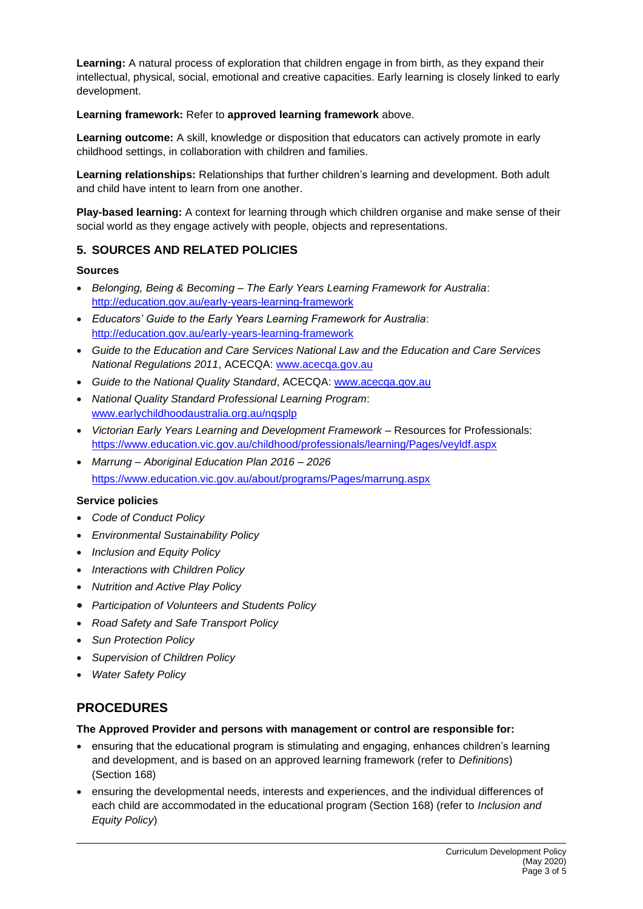**Learning:** A natural process of exploration that children engage in from birth, as they expand their intellectual, physical, social, emotional and creative capacities. Early learning is closely linked to early development.

**Learning framework:** Refer to **approved learning framework** above.

**Learning outcome:** A skill, knowledge or disposition that educators can actively promote in early childhood settings, in collaboration with children and families.

**Learning relationships:** Relationships that further children's learning and development. Both adult and child have intent to learn from one another.

**Play-based learning:** A context for learning through which children organise and make sense of their social world as they engage actively with people, objects and representations.

## 5. SOURCES AND RELATED POLICIES

### Sources

- *Belonging, Being & Becoming – The Early Years Learning Framework for Australia*: http://education.gov.au/early-years-learning-framework
- *Educators' Guide to the Early Years Learning Framework for Australia*: http://education.gov.au/early-years-learning-framework
- *Guide to the Education and Care Services National Law and the Education and Care Services National Regulations 2011*, ACECQA: www.acecqa.gov.au
- *Guide to the National Quality Standard*, ACECQA: www.acecqa.gov.au
- *National Quality Standard Professional Learning Program*: www.earlychildhoodaustralia.org.au/nqsplp
- *Victorian Early Years Learning and Development Framework* – Resources for Professionals: https://www.education.vic.gov.au/childhood/professionals/learning/Pages/veyldf.aspx
- *Marrung – Aboriginal Education Plan 2016 – 2026* https://www.education.vic.gov.au/about/programs/Pages/marrung.aspx

### Service policies

- *Code of Conduct Policy*
- *Environmental Sustainability Policy*
- *Inclusion and Equity Policy*
- *Interactions with Children Policy*
- *Nutrition and Active Play Policy*
- *Participation of Volunteers and Students Policy*
- *Road Safety and Safe Transport Policy*
- *Sun Protection Policy*
- *Supervision of Children Policy*
- *Water Safety Policy*

# PROCEDURES

**The Approved Provider and persons with management or control are responsible for:**

- ensuring that the educational program is stimulating and engaging, enhances children's learning and development, and is based on an approved learning framework (refer to *Definitions*) (Section 168)
- ensuring the developmental needs, interests and experiences, and the individual differences of each child are accommodated in the educational program (Section 168) (refer to *Inclusion and Equity Policy*)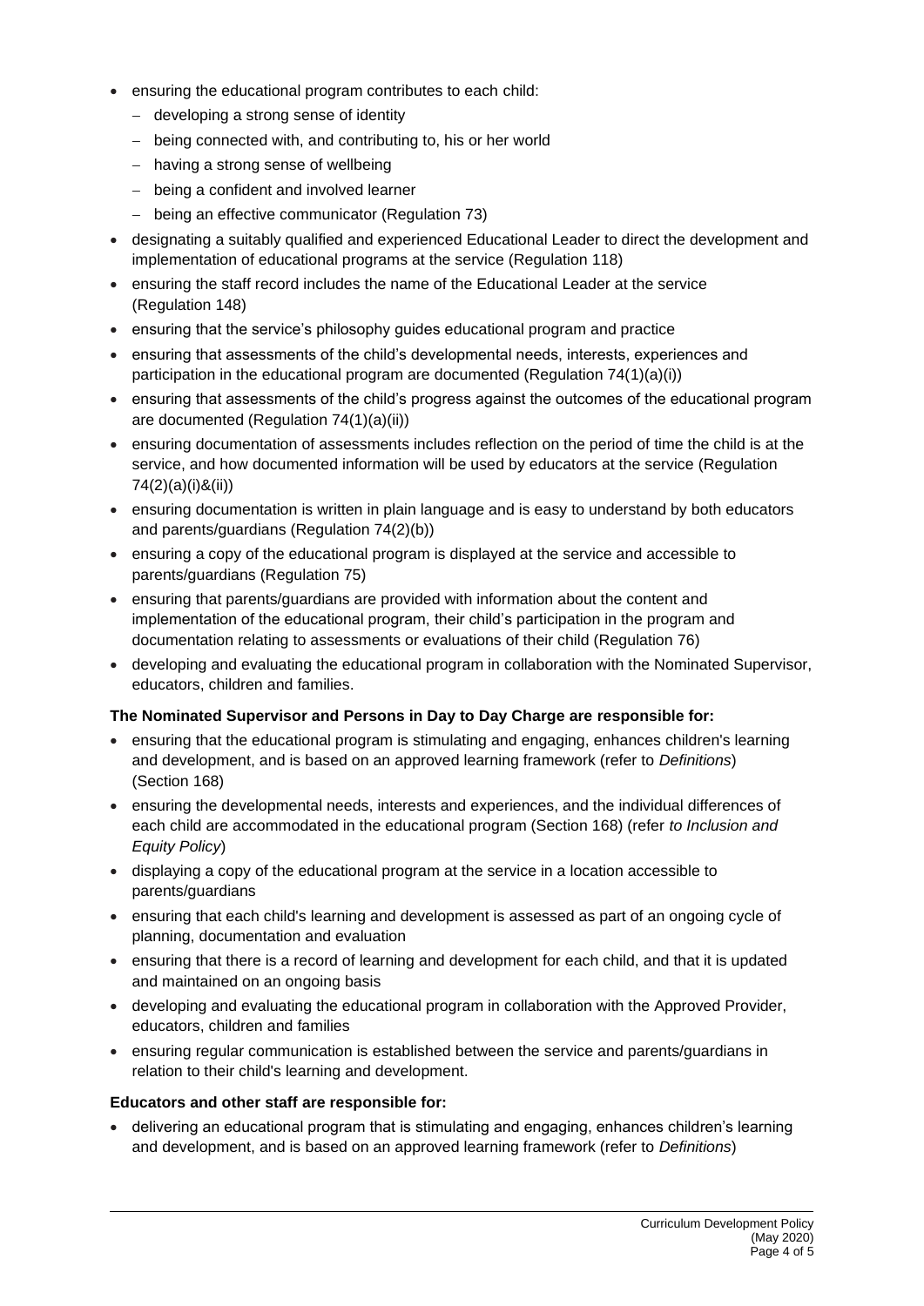- ensuring the educational program contributes to each child:
  - developing a strong sense of identity
  - being connected with, and contributing to, his or her world
  - having a strong sense of wellbeing
  - being a confident and involved learner
  - being an effective communicator (Regulation 73)
- designating a suitably qualified and experienced Educational Leader to direct the development and implementation of educational programs at the service (Regulation 118)
- ensuring the staff record includes the name of the Educational Leader at the service (Regulation 148)
- ensuring that the service's philosophy guides educational program and practice
- ensuring that assessments of the child's developmental needs, interests, experiences and participation in the educational program are documented (Regulation 74(1)(a)(i))
- ensuring that assessments of the child's progress against the outcomes of the educational program are documented (Regulation 74(1)(a)(ii))
- ensuring documentation of assessments includes reflection on the period of time the child is at the service, and how documented information will be used by educators at the service (Regulation 74(2)(a)(i)&(ii))
- ensuring documentation is written in plain language and is easy to understand by both educators and parents/guardians (Regulation 74(2)(b))
- ensuring a copy of the educational program is displayed at the service and accessible to parents/guardians (Regulation 75)
- ensuring that parents/guardians are provided with information about the content and implementation of the educational program, their child's participation in the program and documentation relating to assessments or evaluations of their child (Regulation 76)
- developing and evaluating the educational program in collaboration with the Nominated Supervisor, educators, children and families.

**The Nominated Supervisor and Persons in Day to Day Charge are responsible for:**

- ensuring that the educational program is stimulating and engaging, enhances children's learning and development, and is based on an approved learning framework (refer to *Definitions*) (Section 168)
- ensuring the developmental needs, interests and experiences, and the individual differences of each child are accommodated in the educational program (Section 168) (refer *to Inclusion and Equity Policy*)
- displaying a copy of the educational program at the service in a location accessible to parents/guardians
- ensuring that each child's learning and development is assessed as part of an ongoing cycle of planning, documentation and evaluation
- ensuring that there is a record of learning and development for each child, and that it is updated and maintained on an ongoing basis
- developing and evaluating the educational program in collaboration with the Approved Provider, educators, children and families
- ensuring regular communication is established between the service and parents/guardians in relation to their child's learning and development.

**Educators and other staff are responsible for:**

- delivering an educational program that is stimulating and engaging, enhances children's learning and development, and is based on an approved learning framework (refer to *Definitions*)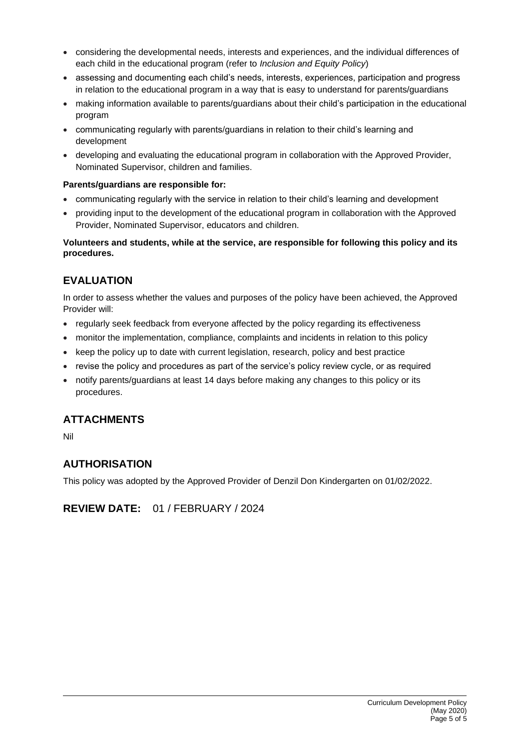- considering the developmental needs, interests and experiences, and the individual differences of each child in the educational program (refer to *Inclusion and Equity Policy*)
- assessing and documenting each child's needs, interests, experiences, participation and progress in relation to the educational program in a way that is easy to understand for parents/guardians
- making information available to parents/guardians about their child's participation in the educational program
- communicating regularly with parents/guardians in relation to their child's learning and development
- developing and evaluating the educational program in collaboration with the Approved Provider, Nominated Supervisor, children and families.

**Parents/guardians are responsible for:**

- communicating regularly with the service in relation to their child's learning and development
- providing input to the development of the educational program in collaboration with the Approved Provider, Nominated Supervisor, educators and children.

**Volunteers and students, while at the service, are responsible for following this policy and its procedures.**

## EVALUATION

In order to assess whether the values and purposes of the policy have been achieved, the Approved Provider will:

- regularly seek feedback from everyone affected by the policy regarding its effectiveness
- monitor the implementation, compliance, complaints and incidents in relation to this policy
- keep the policy up to date with current legislation, research, policy and best practice
- revise the policy and procedures as part of the service's policy review cycle, or as required
- notify parents/guardians at least 14 days before making any changes to this policy or its procedures.

## ATTACHMENTS

Nil

## AUTHORISATION

This policy was adopted by the Approved Provider of Denzil Don Kindergarten on 01/02/2022.

## REVIEW DATE: 01 / FEBRUARY / 2024